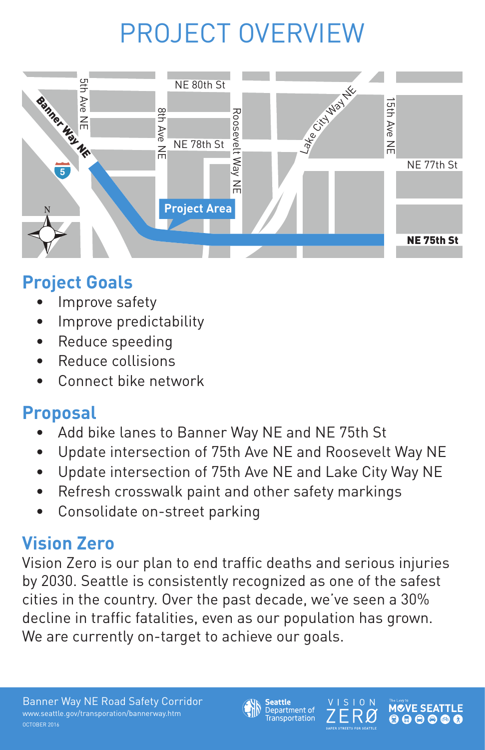# PROJECT OVERVIEW

## Project Goals

- Improve safety
- Improve predictability
- Reduce speeding
- Reduce collisions
- Connect bike network

## Proposal

- Add bike lanes to Banner Way NE and NE 75th St
- Update intersection of 75th Ave NE and Roosevelt Way NE
- Update intersection of 75th Ave NE and Lake City Way NE
- Refresh crosswalk paint and other safety markings
- Consolidate on-street parking

## Vision Zero

Vision Zero is our plan to end traffic deaths and serious injuries by 2030. Seattle is consistently recognized as one of the safest cities in the country. Over the past decade, we've seen a 30% decline in traffic fatalities, even as our population has grown. We are currently on-target to achieve our goals.

Banner Way NE Road Safety Corridor
www.seattle.gov/transporation/bannerway.htm
OCTOBER 2016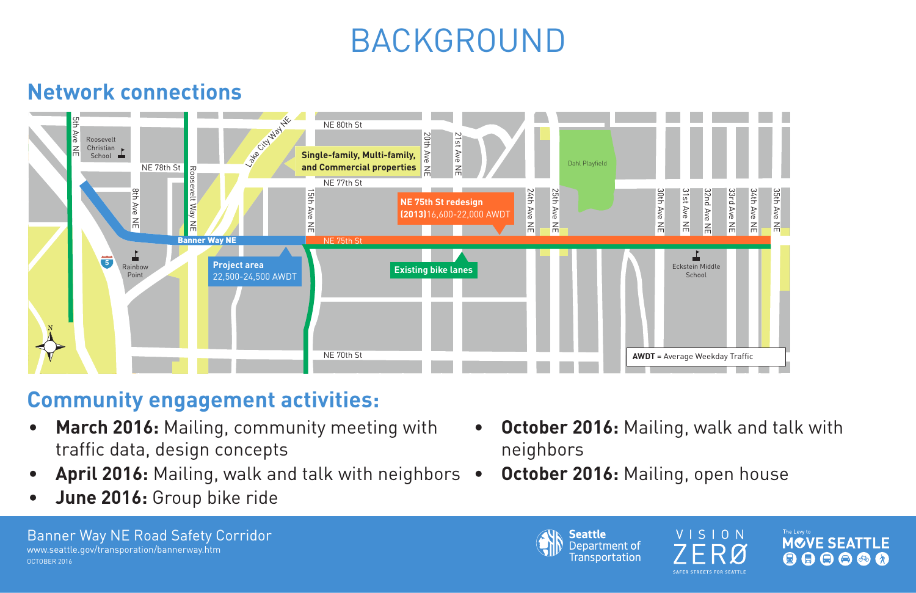# BACKGROUND

## Network connections

## Community engagement activities:

- **March 2016:** Mailing, community meeting with traffic data, design concepts
- **April 2016:** Mailing, walk and talk with neighbors
- **June 2016:** Group bike ride
- **October 2016:** Mailing, walk and talk with neighbors
- **October 2016:** Mailing, open house

Banner Way NE Road Safety Corridor
www.seattle.gov/transporation/bannerway.htm
OCTOBER 2016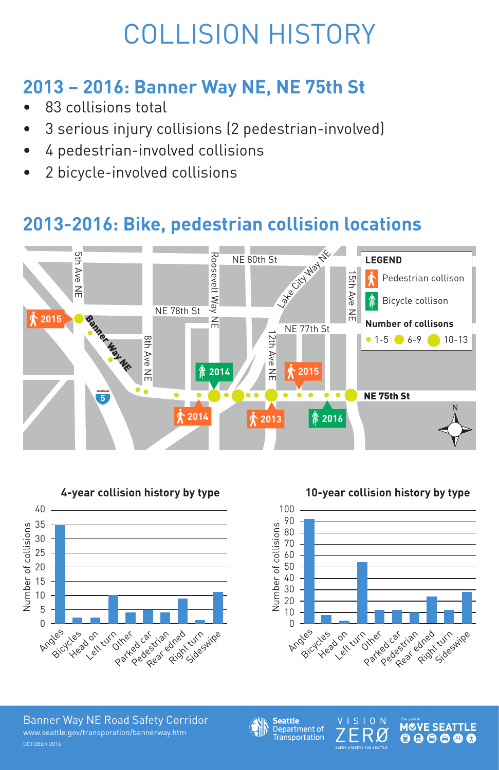# COLLISION HISTORY

## 2013 – 2016: Banner Way NE, NE 75th St

- 83 collisions total
- 3 serious injury collisions (2 pedestrian-involved)
- 4 pedestrian-involved collisions
- 2 bicycle-involved collisions

## 2013-2016: Bike, pedestrian collision locations

**LEGEND**

- Pedestrian collison
- Bicycle collison

**Number of collisons**

- 1-5
- 6-9
- 10-13

**4-year collision history by type**

**10-year collision history by type**

Banner Way NE Road Safety Corridor
www.seattle.gov/transporation/bannerway.htm
OCTOBER 2016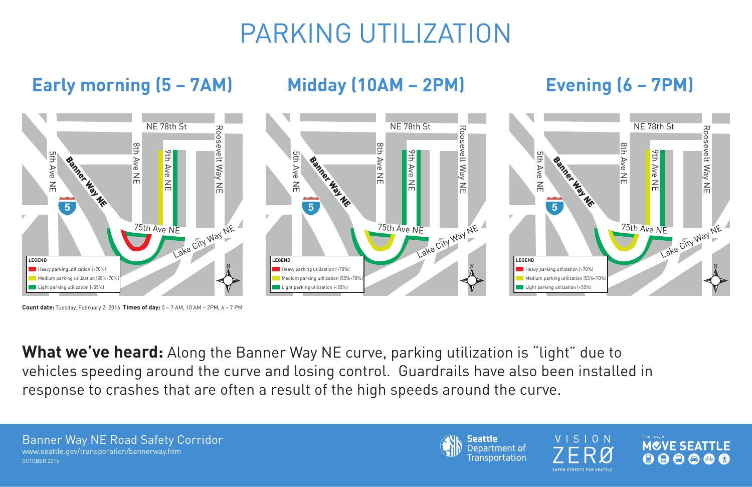# PARKING UTILIZATION

## Early morning (5 – 7AM)

## Midday (10AM – 2PM)

## Evening (6 – 7PM)

NE 78th St

5th Ave NE

Banner Way NE

8th Ave NE

9th Ave NE

Roosevelt Way NE

75th Ave NE

Lake City Way NE

**LEGEND**

- Heavy parking utilization (>70%)
- Medium parking utilization (55%-70%)
- Light parking utilization (<55%)

**Count date:** Tuesday, February 2, 2016 **Times of day:** 5 – 7 AM, 10 AM – 2PM, 6 – 7 PM

**What we've heard:** Along the Banner Way NE curve, parking utilization is "light" due to vehicles speeding around the curve and losing control. Guardrails have also been installed in response to crashes that are often a result of the high speeds around the curve.

Banner Way NE Road Safety Corridor
www.seattle.gov/transporation/bannerway.htm
OCTOBER 2016

Seattle Department of Transportation

VISION ZERØ — SAFER STREETS FOR SEATTLE

The Levy to MOVE SEATTLE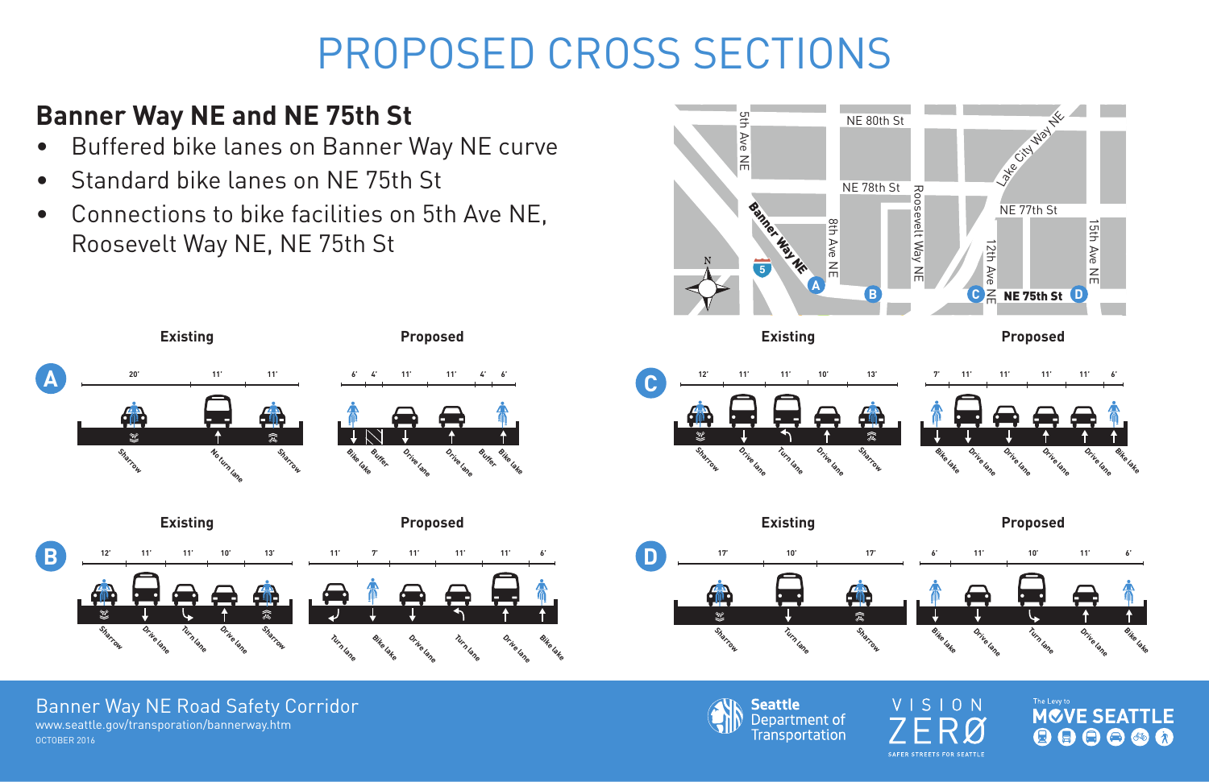# PROPOSED CROSS SECTIONS

## Banner Way NE and NE 75th St

- Buffered bike lanes on Banner Way NE curve
- Standard bike lanes on NE 75th St
- Connections to bike facilities on 5th Ave NE, Roosevelt Way NE, NE 75th St

### A

**Existing**

| 20' | 11' | 11' |
|---|---|---|
| Sharrow | No turn lane | Sharrow |

**Proposed**

| 6' | 4' | 11' | 11' | 4' | 6' |
|---|---|---|---|---|---|
| Bike lake | Buffer | Drive lane | Drive lane | Buffer | Bike lake |

### B

**Existing**

| 12' | 11' | 11' | 10' | 13' |
|---|---|---|---|---|
| Sharrow | Drive lane | Turn lane | Drive lane | Sharrow |

**Proposed**

| 11' | 7' | 11' | 11' | 11' | 6' |
|---|---|---|---|---|---|
| Turn lane | Bike lake | Drive lane | Turn lane | Drive lane | Bike lake |

### C

**Existing**

| 12' | 11' | 11' | 10' | 13' |
|---|---|---|---|---|
| Sharrow | Drive lane | Turn lane | Drive lane | Sharrow |

**Proposed**

| 7' | 11' | 11' | 11' | 11' | 6' |
|---|---|---|---|---|---|
| Bike lake | Drive lane | Drive lane | Drive lane | Drive lane | Bike lake |

### D

**Existing**

| 17' | 10' | 17' |
|---|---|---|
| Sharrow | Turn lane | Sharrow |

**Proposed**

| 6' | 11' | 10' | 11' | 6' |
|---|---|---|---|---|
| Bike lake | Drive lane | Turn lane | Drive lane | Bike lake |

Banner Way NE Road Safety Corridor
www.seattle.gov/transporation/bannerway.htm
OCTOBER 2016

Seattle Department of Transportation

VISION ZERØ — SAFER STREETS FOR SEATTLE

The Levy to MOVE SEATTLE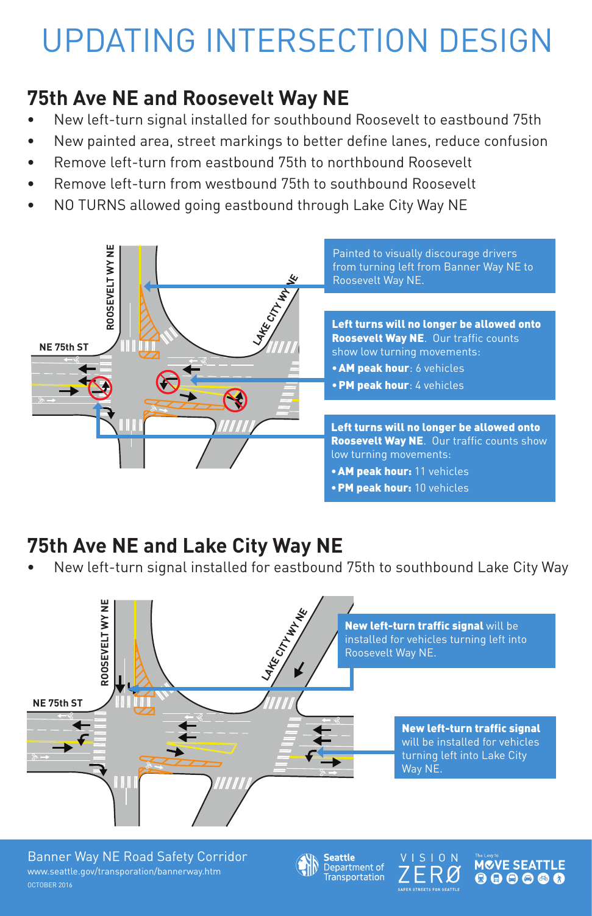# UPDATING INTERSECTION DESIGN

## 75th Ave NE and Roosevelt Way NE

- New left-turn signal installed for southbound Roosevelt to eastbound 75th
- New painted area, street markings to better define lanes, reduce confusion
- Remove left-turn from eastbound 75th to northbound Roosevelt
- Remove left-turn from westbound 75th to southbound Roosevelt
- NO TURNS allowed going eastbound through Lake City Way NE

ROOSEVELT WY NE

NE 75th ST

LAKE CITY WY NE

Painted to visually discourage drivers from turning left from Banner Way NE to Roosevelt Way NE.

**Left turns will no longer be allowed onto Roosevelt Way NE.** Our traffic counts show low turning movements:

- **AM peak hour**: 6 vehicles
- **PM peak hour**: 4 vehicles

**Left turns will no longer be allowed onto Roosevelt Way NE.** Our traffic counts show low turning movements:

- **AM peak hour:** 11 vehicles
- **PM peak hour:** 10 vehicles

## 75th Ave NE and Lake City Way NE

- New left-turn signal installed for eastbound 75th to southbound Lake City Way

ROOSEVELT WY NE

NE 75th ST

LAKE CITY WY NE

**New left-turn traffic signal** will be installed for vehicles turning left into Roosevelt Way NE.

**New left-turn traffic signal** will be installed for vehicles turning left into Lake City Way NE.

Banner Way NE Road Safety Corridor
www.seattle.gov/transporation/bannerway.htm
OCTOBER 2016

Seattle Department of Transportation

VISION ZERØ
SAFER STREETS FOR SEATTLE

The Levy to MOVE SEATTLE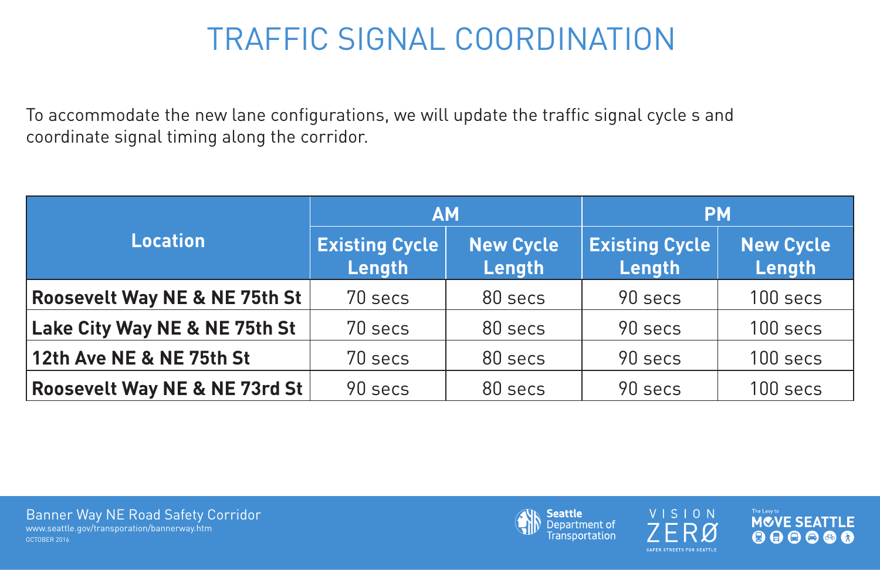# TRAFFIC SIGNAL COORDINATION

To accommodate the new lane configurations, we will update the traffic signal cycle s and coordinate signal timing along the corridor.

| Location | AM | | PM | |
|---|---|---|---|---|
| | Existing Cycle Length | New Cycle Length | Existing Cycle Length | New Cycle Length |
| **Roosevelt Way NE & NE 75th St** | 70 secs | 80 secs | 90 secs | 100 secs |
| **Lake City Way NE & NE 75th St** | 70 secs | 80 secs | 90 secs | 100 secs |
| **12th Ave NE & NE 75th St** | 70 secs | 80 secs | 90 secs | 100 secs |
| **Roosevelt Way NE & NE 73rd St** | 90 secs | 80 secs | 90 secs | 100 secs |

Banner Way NE Road Safety Corridor
www.seattle.gov/transporation/bannerway.htm
OCTOBER 2016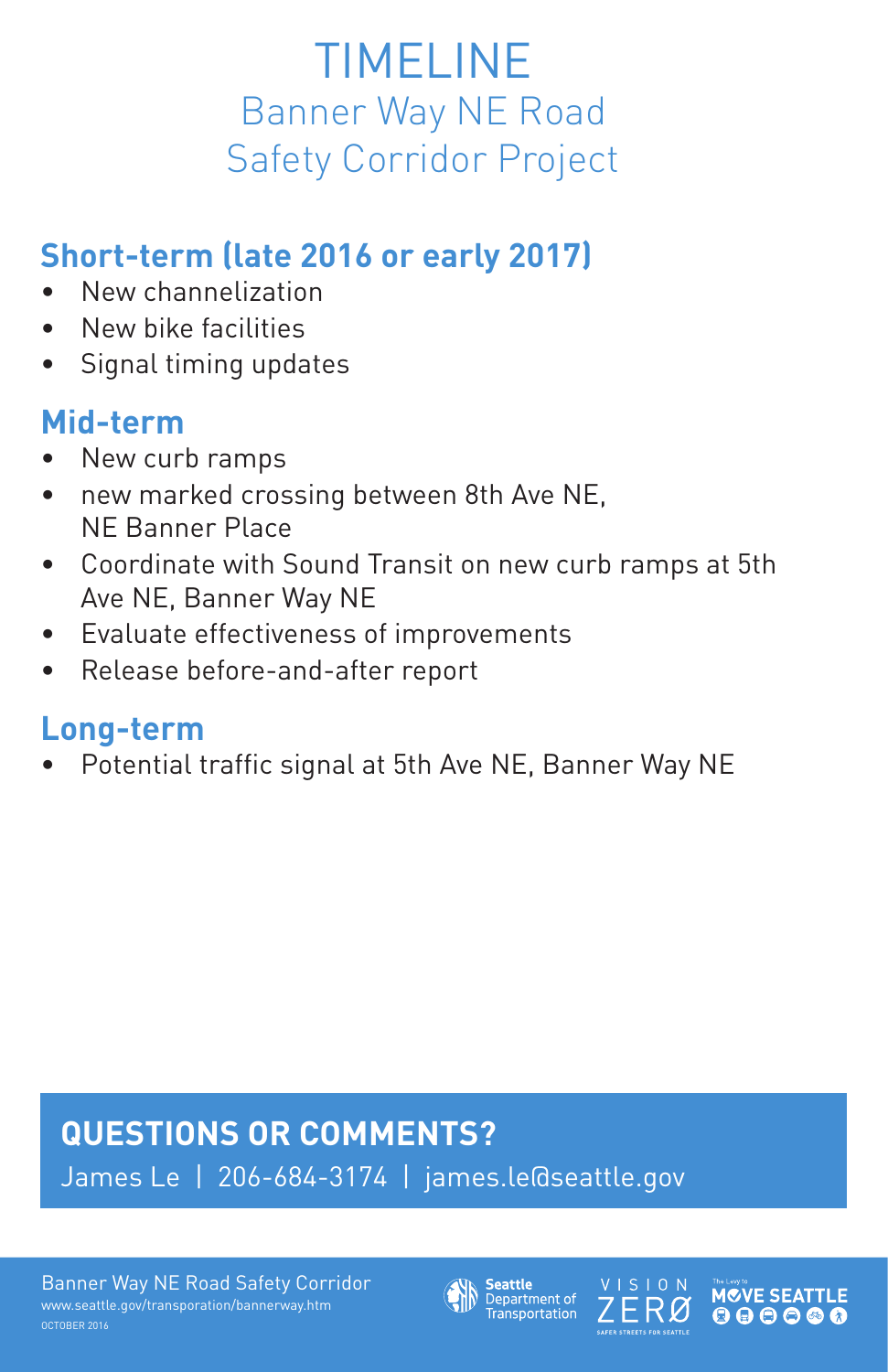# TIMELINE

## Banner Way NE Road Safety Corridor Project

### Short-term (late 2016 or early 2017)

- New channelization
- New bike facilities
- Signal timing updates

### Mid-term

- New curb ramps
- new marked crossing between 8th Ave NE, NE Banner Place
- Coordinate with Sound Transit on new curb ramps at 5th Ave NE, Banner Way NE
- Evaluate effectiveness of improvements
- Release before-and-after report

### Long-term

- Potential traffic signal at 5th Ave NE, Banner Way NE

**QUESTIONS OR COMMENTS?**

James Le | 206-684-3174 | james.le@seattle.gov

Banner Way NE Road Safety Corridor
www.seattle.gov/transporation/bannerway.htm
OCTOBER 2016

Seattle Department of Transportation

VISION ZERØ SAFER STREETS FOR SEATTLE

The Levy to MOVE SEATTLE